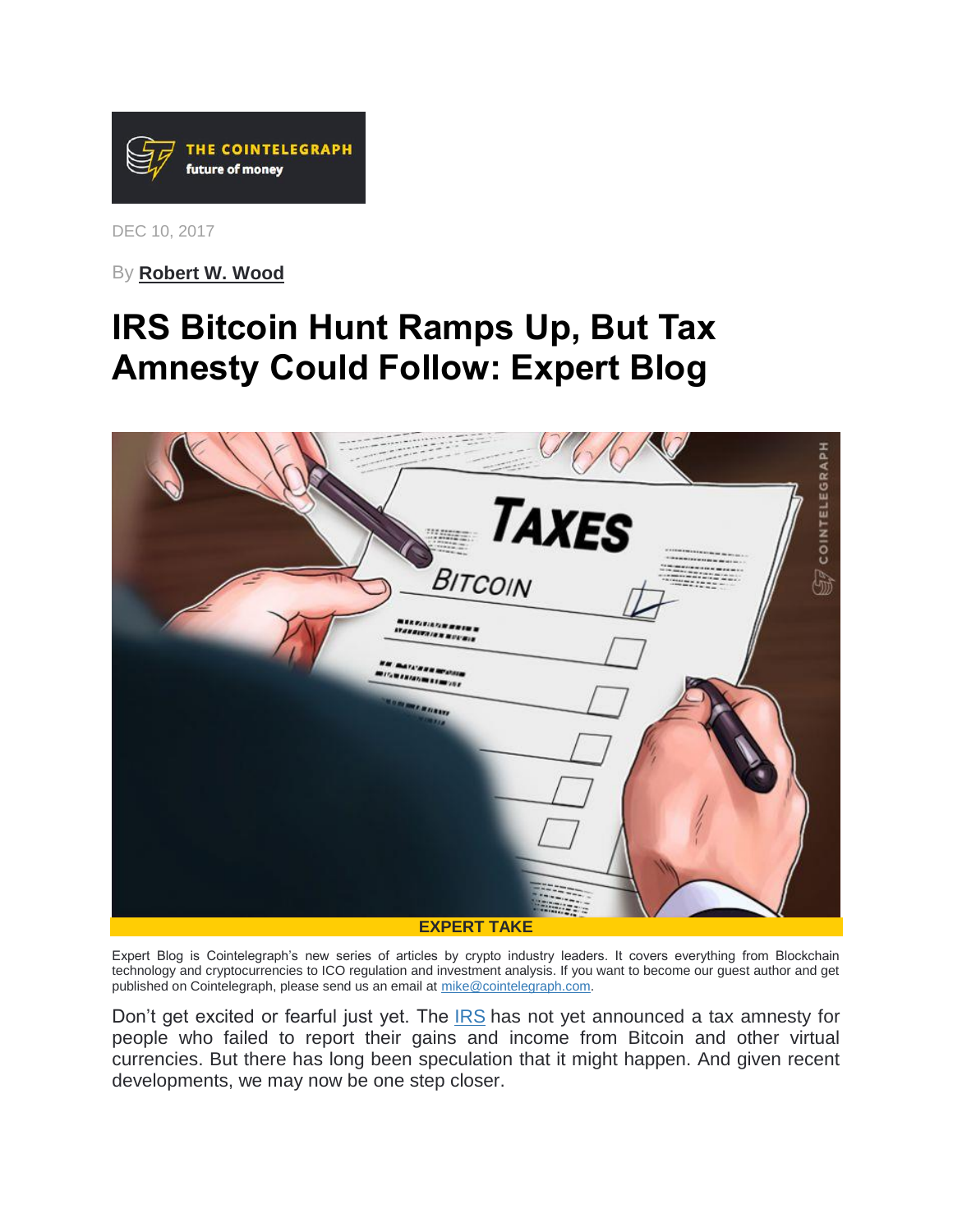DEC 10, 2017

By **Robert W. Wood**

# IRS Bitcoin Hunt Ramps Up, But Tax Amnesty Could Follow: Expert Blog

**EXPERT TAKE**

Expert Blog is Cointelegraph's new series of articles by crypto industry leaders. It covers everything from Blockchain technology and cryptocurrencies to ICO regulation and investment analysis. If you want to become our guest author and get published on Cointelegraph, please send us an email at mike@cointelegraph.com.

Don't get excited or fearful just yet. The IRS has not yet announced a tax amnesty for people who failed to report their gains and income from Bitcoin and other virtual currencies. But there has long been speculation that it might happen. And given recent developments, we may now be one step closer.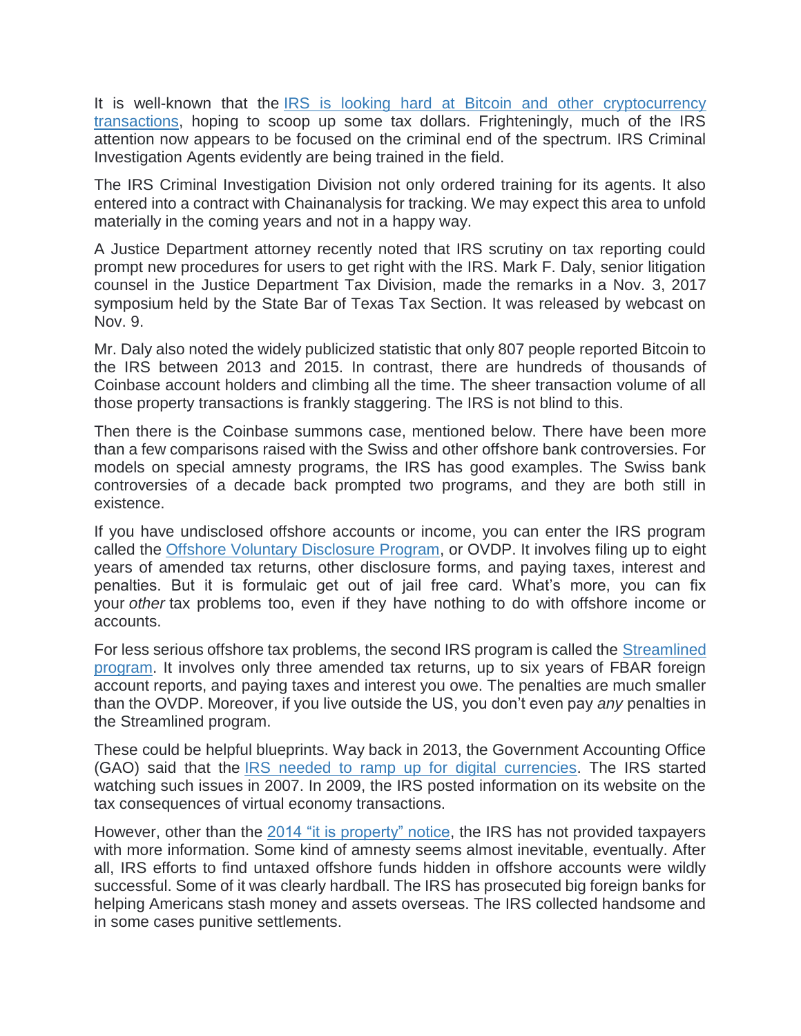It is well-known that the [IRS is looking hard at Bitcoin and other cryptocurrency transactions](), hoping to scoop up some tax dollars. Frighteningly, much of the IRS attention now appears to be focused on the criminal end of the spectrum. IRS Criminal Investigation Agents evidently are being trained in the field.

The IRS Criminal Investigation Division not only ordered training for its agents. It also entered into a contract with Chainanalysis for tracking. We may expect this area to unfold materially in the coming years and not in a happy way.

A Justice Department attorney recently noted that IRS scrutiny on tax reporting could prompt new procedures for users to get right with the IRS. Mark F. Daly, senior litigation counsel in the Justice Department Tax Division, made the remarks in a Nov. 3, 2017 symposium held by the State Bar of Texas Tax Section. It was released by webcast on Nov. 9.

Mr. Daly also noted the widely publicized statistic that only 807 people reported Bitcoin to the IRS between 2013 and 2015. In contrast, there are hundreds of thousands of Coinbase account holders and climbing all the time. The sheer transaction volume of all those property transactions is frankly staggering. The IRS is not blind to this.

Then there is the Coinbase summons case, mentioned below. There have been more than a few comparisons raised with the Swiss and other offshore bank controversies. For models on special amnesty programs, the IRS has good examples. The Swiss bank controversies of a decade back prompted two programs, and they are both still in existence.

If you have undisclosed offshore accounts or income, you can enter the IRS program called the [Offshore Voluntary Disclosure Program](), or OVDP. It involves filing up to eight years of amended tax returns, other disclosure forms, and paying taxes, interest and penalties. But it is formulaic get out of jail free card. What's more, you can fix your *other* tax problems too, even if they have nothing to do with offshore income or accounts.

For less serious offshore tax problems, the second IRS program is called the [Streamlined program](). It involves only three amended tax returns, up to six years of FBAR foreign account reports, and paying taxes and interest you owe. The penalties are much smaller than the OVDP. Moreover, if you live outside the US, you don't even pay *any* penalties in the Streamlined program.

These could be helpful blueprints. Way back in 2013, the Government Accounting Office (GAO) said that the [IRS needed to ramp up for digital currencies](). The IRS started watching such issues in 2007. In 2009, the IRS posted information on its website on the tax consequences of virtual economy transactions.

However, other than the [2014 "it is property" notice](), the IRS has not provided taxpayers with more information. Some kind of amnesty seems almost inevitable, eventually. After all, IRS efforts to find untaxed offshore funds hidden in offshore accounts were wildly successful. Some of it was clearly hardball. The IRS has prosecuted big foreign banks for helping Americans stash money and assets overseas. The IRS collected handsome and in some cases punitive settlements.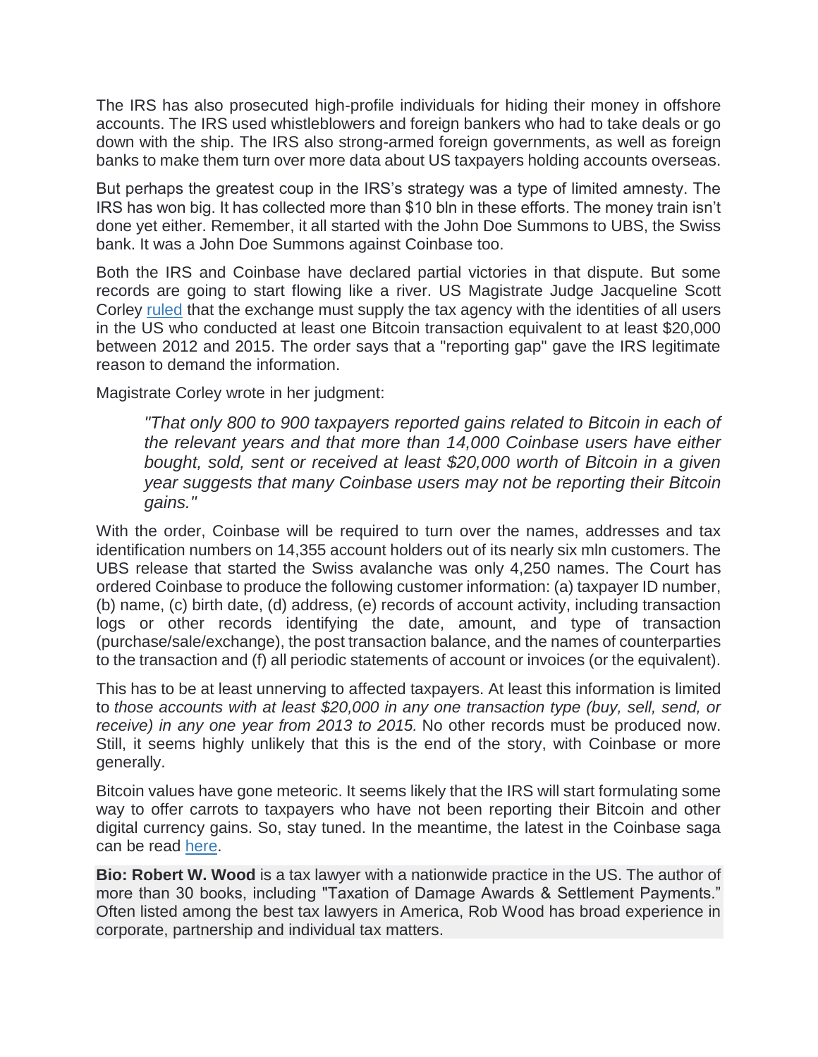The IRS has also prosecuted high-profile individuals for hiding their money in offshore accounts. The IRS used whistleblowers and foreign bankers who had to take deals or go down with the ship. The IRS also strong-armed foreign governments, as well as foreign banks to make them turn over more data about US taxpayers holding accounts overseas.

But perhaps the greatest coup in the IRS's strategy was a type of limited amnesty. The IRS has won big. It has collected more than $10 bln in these efforts. The money train isn't done yet either. Remember, it all started with the John Doe Summons to UBS, the Swiss bank. It was a John Doe Summons against Coinbase too.

Both the IRS and Coinbase have declared partial victories in that dispute. But some records are going to start flowing like a river. US Magistrate Judge Jacqueline Scott Corley ruled that the exchange must supply the tax agency with the identities of all users in the US who conducted at least one Bitcoin transaction equivalent to at least $20,000 between 2012 and 2015. The order says that a "reporting gap" gave the IRS legitimate reason to demand the information.

Magistrate Corley wrote in her judgment:

> *"That only 800 to 900 taxpayers reported gains related to Bitcoin in each of the relevant years and that more than 14,000 Coinbase users have either bought, sold, sent or received at least $20,000 worth of Bitcoin in a given year suggests that many Coinbase users may not be reporting their Bitcoin gains."*

With the order, Coinbase will be required to turn over the names, addresses and tax identification numbers on 14,355 account holders out of its nearly six mln customers. The UBS release that started the Swiss avalanche was only 4,250 names. The Court has ordered Coinbase to produce the following customer information: (a) taxpayer ID number, (b) name, (c) birth date, (d) address, (e) records of account activity, including transaction logs or other records identifying the date, amount, and type of transaction (purchase/sale/exchange), the post transaction balance, and the names of counterparties to the transaction and (f) all periodic statements of account or invoices (or the equivalent).

This has to be at least unnerving to affected taxpayers. At least this information is limited to *those accounts with at least $20,000 in any one transaction type (buy, sell, send, or receive) in any one year from 2013 to 2015.* No other records must be produced now. Still, it seems highly unlikely that this is the end of the story, with Coinbase or more generally.

Bitcoin values have gone meteoric. It seems likely that the IRS will start formulating some way to offer carrots to taxpayers who have not been reporting their Bitcoin and other digital currency gains. So, stay tuned. In the meantime, the latest in the Coinbase saga can be read here.

**Bio: Robert W. Wood** is a tax lawyer with a nationwide practice in the US. The author of more than 30 books, including "Taxation of Damage Awards & Settlement Payments." Often listed among the best tax lawyers in America, Rob Wood has broad experience in corporate, partnership and individual tax matters.